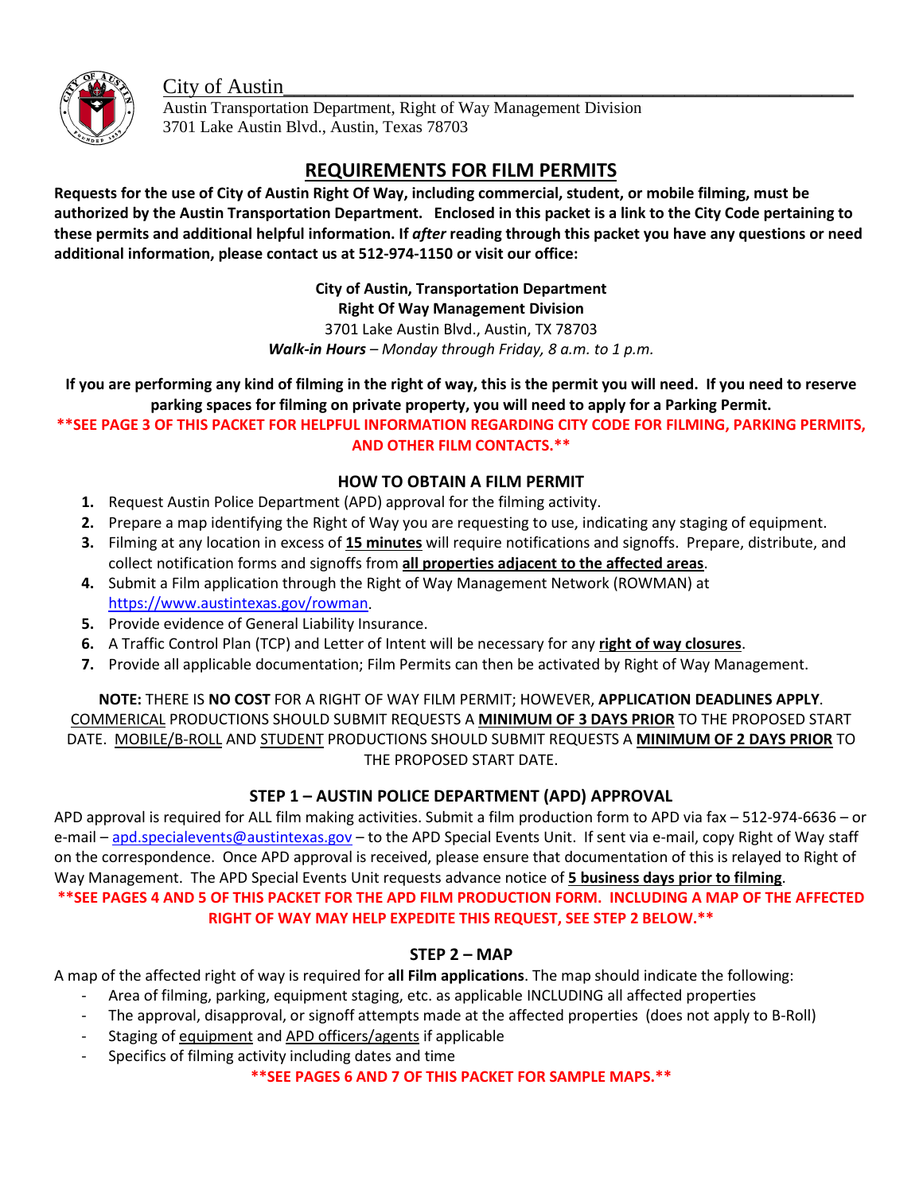City of Austin

Austin Transportation Department, Right of Way Management Division
3701 Lake Austin Blvd., Austin, Texas 78703

# REQUIREMENTS FOR FILM PERMITS

**Requests for the use of City of Austin Right Of Way, including commercial, student, or mobile filming, must be authorized by the Austin Transportation Department. Enclosed in this packet is a link to the City Code pertaining to these permits and additional helpful information. If *after* reading through this packet you have any questions or need additional information, please contact us at 512-974-1150 or visit our office:**

**City of Austin, Transportation Department**
**Right Of Way Management Division**
3701 Lake Austin Blvd., Austin, TX 78703
***Walk-in Hours** – Monday through Friday, 8 a.m. to 1 p.m.*

**If you are performing any kind of filming in the right of way, this is the permit you will need. If you need to reserve parking spaces for filming on private property, you will need to apply for a Parking Permit.**

**\*\*SEE PAGE 3 OF THIS PACKET FOR HELPFUL INFORMATION REGARDING CITY CODE FOR FILMING, PARKING PERMITS, AND OTHER FILM CONTACTS.\*\***

## HOW TO OBTAIN A FILM PERMIT

1. Request Austin Police Department (APD) approval for the filming activity.
2. Prepare a map identifying the Right of Way you are requesting to use, indicating any staging of equipment.
3. Filming at any location in excess of **15 minutes** will require notifications and signoffs. Prepare, distribute, and collect notification forms and signoffs from **all properties adjacent to the affected areas**.
4. Submit a Film application through the Right of Way Management Network (ROWMAN) at https://www.austintexas.gov/rowman.
5. Provide evidence of General Liability Insurance.
6. A Traffic Control Plan (TCP) and Letter of Intent will be necessary for any **right of way closures**.
7. Provide all applicable documentation; Film Permits can then be activated by Right of Way Management.

**NOTE:** THERE IS **NO COST** FOR A RIGHT OF WAY FILM PERMIT; HOWEVER, **APPLICATION DEADLINES APPLY**. COMMERICAL PRODUCTIONS SHOULD SUBMIT REQUESTS A **MINIMUM OF 3 DAYS PRIOR** TO THE PROPOSED START DATE. MOBILE/B-ROLL AND STUDENT PRODUCTIONS SHOULD SUBMIT REQUESTS A **MINIMUM OF 2 DAYS PRIOR** TO THE PROPOSED START DATE.

## STEP 1 – AUSTIN POLICE DEPARTMENT (APD) APPROVAL

APD approval is required for ALL film making activities. Submit a film production form to APD via fax – 512-974-6636 – or e-mail – apd.specialevents@austintexas.gov – to the APD Special Events Unit. If sent via e-mail, copy Right of Way staff on the correspondence. Once APD approval is received, please ensure that documentation of this is relayed to Right of Way Management. The APD Special Events Unit requests advance notice of **5 business days prior to filming**.

**\*\*SEE PAGES 4 AND 5 OF THIS PACKET FOR THE APD FILM PRODUCTION FORM. INCLUDING A MAP OF THE AFFECTED RIGHT OF WAY MAY HELP EXPEDITE THIS REQUEST, SEE STEP 2 BELOW.\*\***

## STEP 2 – MAP

A map of the affected right of way is required for **all Film applications**. The map should indicate the following:

- Area of filming, parking, equipment staging, etc. as applicable INCLUDING all affected properties
- The approval, disapproval, or signoff attempts made at the affected properties (does not apply to B-Roll)
- Staging of equipment and APD officers/agents if applicable
- Specifics of filming activity including dates and time

**\*\*SEE PAGES 6 AND 7 OF THIS PACKET FOR SAMPLE MAPS.\*\***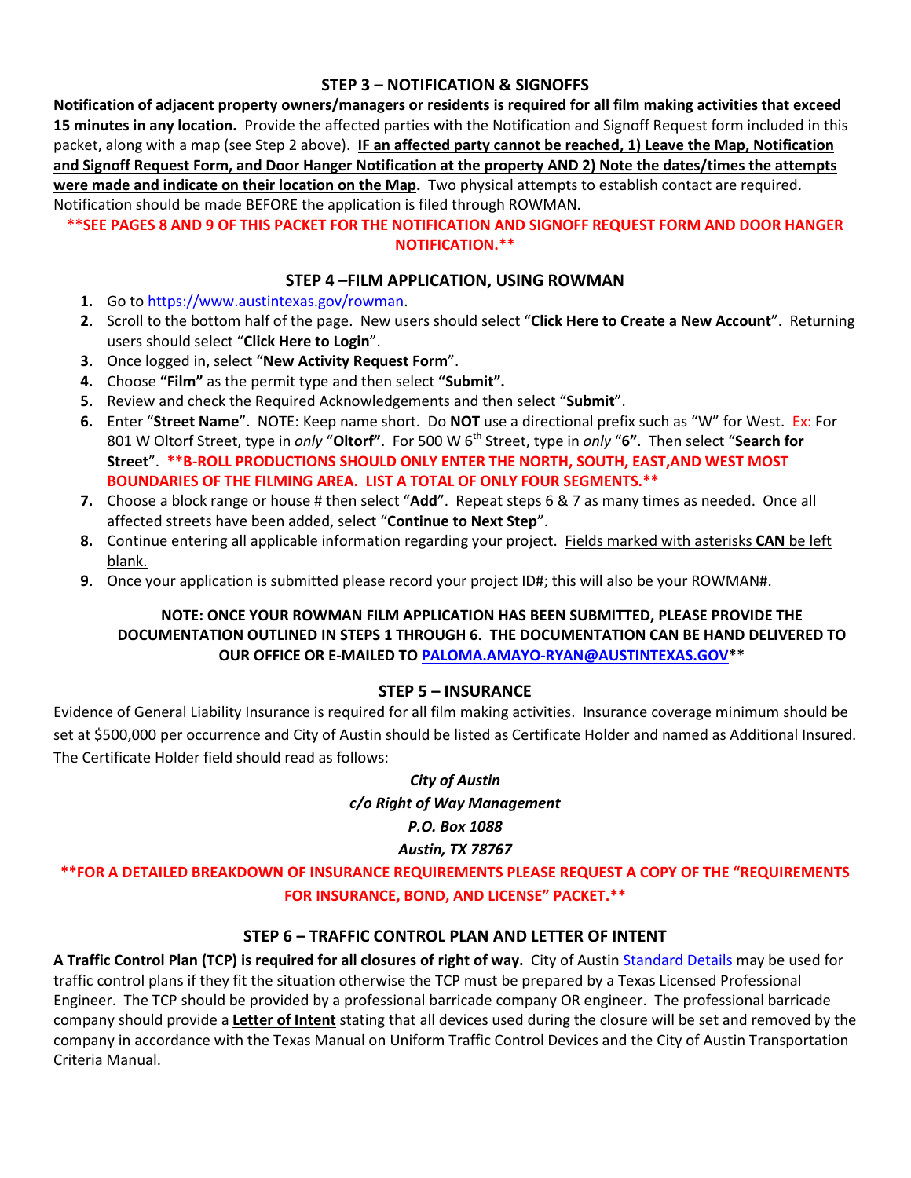## STEP 3 – NOTIFICATION & SIGNOFFS

**Notification of adjacent property owners/managers or residents is required for all film making activities that exceed 15 minutes in any location.** Provide the affected parties with the Notification and Signoff Request form included in this packet, along with a map (see Step 2 above). **IF an affected party cannot be reached, 1) Leave the Map, Notification and Signoff Request Form, and Door Hanger Notification at the property AND 2) Note the dates/times the attempts were made and indicate on their location on the Map.** Two physical attempts to establish contact are required. Notification should be made BEFORE the application is filed through ROWMAN.

****SEE PAGES 8 AND 9 OF THIS PACKET FOR THE NOTIFICATION AND SIGNOFF REQUEST FORM AND DOOR HANGER NOTIFICATION.****

## STEP 4 –FILM APPLICATION, USING ROWMAN

1. Go to https://www.austintexas.gov/rowman.
2. Scroll to the bottom half of the page. New users should select "**Click Here to Create a New Account**". Returning users should select "**Click Here to Login**".
3. Once logged in, select "**New Activity Request Form**".
4. Choose **"Film"** as the permit type and then select **"Submit".**
5. Review and check the Required Acknowledgements and then select "**Submit**".
6. Enter "**Street Name**". NOTE: Keep name short. Do **NOT** use a directional prefix such as "W" for West. Ex: For 801 W Oltorf Street, type in *only* "**Oltorf"**. For 500 W 6th Street, type in *only* "**6"**. Then select "**Search for Street**". ****B-ROLL PRODUCTIONS SHOULD ONLY ENTER THE NORTH, SOUTH, EAST,AND WEST MOST BOUNDARIES OF THE FILMING AREA. LIST A TOTAL OF ONLY FOUR SEGMENTS.****
7. Choose a block range or house # then select "**Add**". Repeat steps 6 & 7 as many times as needed. Once all affected streets have been added, select "**Continue to Next Step**".
8. Continue entering all applicable information regarding your project. Fields marked with asterisks **CAN** be left blank.
9. Once your application is submitted please record your project ID#; this will also be your ROWMAN#.

**NOTE: ONCE YOUR ROWMAN FILM APPLICATION HAS BEEN SUBMITTED, PLEASE PROVIDE THE DOCUMENTATION OUTLINED IN STEPS 1 THROUGH 6. THE DOCUMENTATION CAN BE HAND DELIVERED TO OUR OFFICE OR E-MAILED TO PALOMA.AMAYO-RYAN@AUSTINTEXAS.GOV****

## STEP 5 – INSURANCE

Evidence of General Liability Insurance is required for all film making activities. Insurance coverage minimum should be set at $500,000 per occurrence and City of Austin should be listed as Certificate Holder and named as Additional Insured. The Certificate Holder field should read as follows:

*City of Austin*
*c/o Right of Way Management*
*P.O. Box 1088*
*Austin, TX 78767*

****FOR A DETAILED BREAKDOWN OF INSURANCE REQUIREMENTS PLEASE REQUEST A COPY OF THE "REQUIREMENTS FOR INSURANCE, BOND, AND LICENSE" PACKET.****

## STEP 6 – TRAFFIC CONTROL PLAN AND LETTER OF INTENT

**A Traffic Control Plan (TCP) is required for all closures of right of way.** City of Austin Standard Details may be used for traffic control plans if they fit the situation otherwise the TCP must be prepared by a Texas Licensed Professional Engineer. The TCP should be provided by a professional barricade company OR engineer. The professional barricade company should provide a **Letter of Intent** stating that all devices used during the closure will be set and removed by the company in accordance with the Texas Manual on Uniform Traffic Control Devices and the City of Austin Transportation Criteria Manual.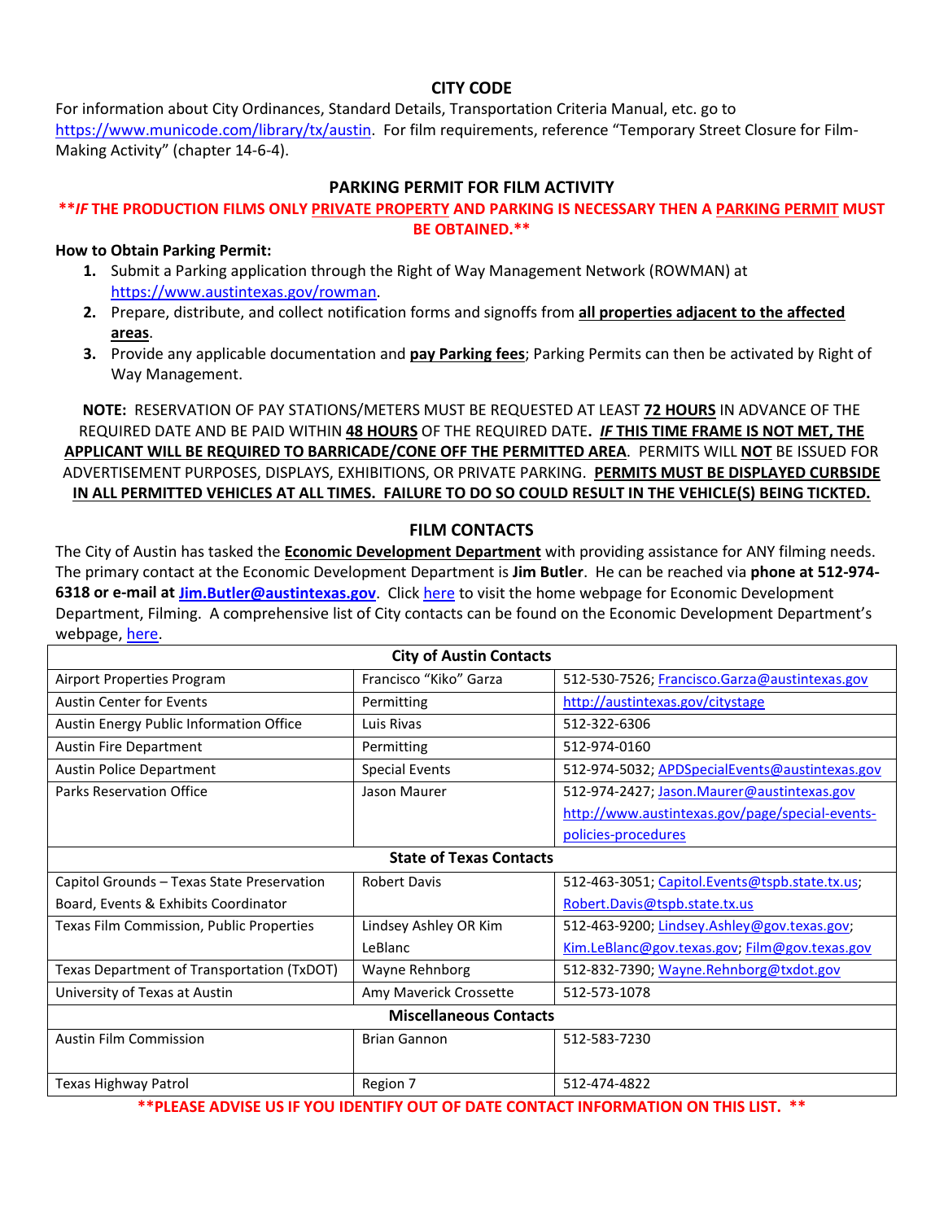## CITY CODE

For information about City Ordinances, Standard Details, Transportation Criteria Manual, etc. go to https://www.municode.com/library/tx/austin. For film requirements, reference "Temporary Street Closure for Film-Making Activity" (chapter 14-6-4).

## PARKING PERMIT FOR FILM ACTIVITY

****IF* THE PRODUCTION FILMS ONLY PRIVATE PROPERTY AND PARKING IS NECESSARY THEN A PARKING PERMIT MUST BE OBTAINED.****

**How to Obtain Parking Permit:**

1. Submit a Parking application through the Right of Way Management Network (ROWMAN) at https://www.austintexas.gov/rowman.
2. Prepare, distribute, and collect notification forms and signoffs from **all properties adjacent to the affected areas**.
3. Provide any applicable documentation and **pay Parking fees**; Parking Permits can then be activated by Right of Way Management.

**NOTE:** RESERVATION OF PAY STATIONS/METERS MUST BE REQUESTED AT LEAST **72 HOURS** IN ADVANCE OF THE REQUIRED DATE AND BE PAID WITHIN **48 HOURS** OF THE REQUIRED DATE. ***IF* THIS TIME FRAME IS NOT MET, THE APPLICANT WILL BE REQUIRED TO BARRICADE/CONE OFF THE PERMITTED AREA**. PERMITS WILL **NOT** BE ISSUED FOR ADVERTISEMENT PURPOSES, DISPLAYS, EXHIBITIONS, OR PRIVATE PARKING. **PERMITS MUST BE DISPLAYED CURBSIDE IN ALL PERMITTED VEHICLES AT ALL TIMES. FAILURE TO DO SO COULD RESULT IN THE VEHICLE(S) BEING TICKTED.**

## FILM CONTACTS

The City of Austin has tasked the **Economic Development Department** with providing assistance for ANY filming needs. The primary contact at the Economic Development Department is **Jim Butler**. He can be reached via **phone at 512-974-6318 or e-mail at Jim.Butler@austintexas.gov**. Click here to visit the home webpage for Economic Development Department, Filming. A comprehensive list of City contacts can be found on the Economic Development Department's webpage, here.

| City of Austin Contacts | | |
|---|---|---|
| Airport Properties Program | Francisco "Kiko" Garza | 512-530-7526; Francisco.Garza@austintexas.gov |
| Austin Center for Events | Permitting | http://austintexas.gov/citystage |
| Austin Energy Public Information Office | Luis Rivas | 512-322-6306 |
| Austin Fire Department | Permitting | 512-974-0160 |
| Austin Police Department | Special Events | 512-974-5032; APDSpecialEvents@austintexas.gov |
| Parks Reservation Office | Jason Maurer | 512-974-2427; Jason.Maurer@austintexas.gov http://www.austintexas.gov/page/special-events-policies-procedures |
| **State of Texas Contacts** | | |
| Capitol Grounds – Texas State Preservation Board, Events & Exhibits Coordinator | Robert Davis | 512-463-3051; Capitol.Events@tspb.state.tx.us; Robert.Davis@tspb.state.tx.us |
| Texas Film Commission, Public Properties | Lindsey Ashley OR Kim LeBlanc | 512-463-9200; Lindsey.Ashley@gov.texas.gov; Kim.LeBlanc@gov.texas.gov; Film@gov.texas.gov |
| Texas Department of Transportation (TxDOT) | Wayne Rehnborg | 512-832-7390; Wayne.Rehnborg@txdot.gov |
| University of Texas at Austin | Amy Maverick Crossette | 512-573-1078 |
| **Miscellaneous Contacts** | | |
| Austin Film Commission | Brian Gannon | 512-583-7230 |
| Texas Highway Patrol | Region 7 | 512-474-4822 |

****PLEASE ADVISE US IF YOU IDENTIFY OUT OF DATE CONTACT INFORMATION ON THIS LIST. ****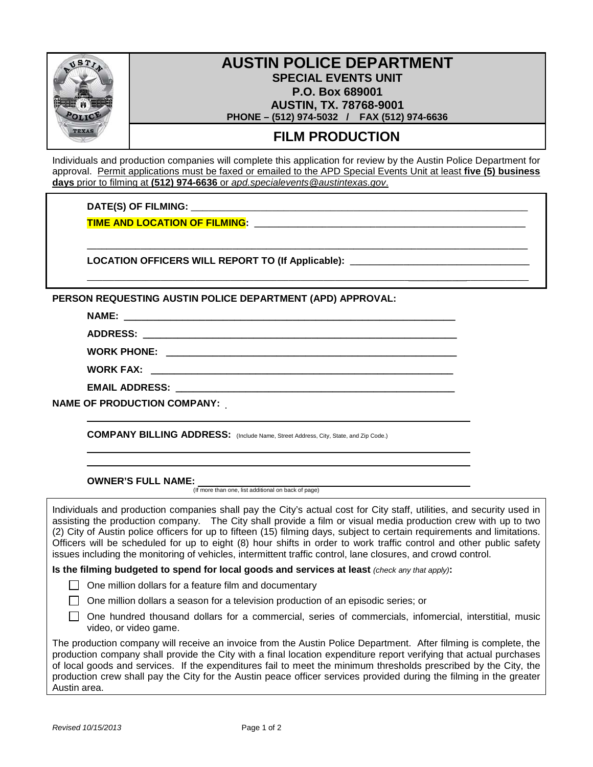# AUSTIN POLICE DEPARTMENT

**SPECIAL EVENTS UNIT**
**P.O. Box 689001**
**AUSTIN, TX. 78768-9001**
**PHONE – (512) 974-5032 / FAX (512) 974-6636**

## FILM PRODUCTION

Individuals and production companies will complete this application for review by the Austin Police Department for approval. Permit applications must be faxed or emailed to the APD Special Events Unit at least **five (5) business days** prior to filming at **(512) 974-6636** or *apd.specialevents@austintexas.gov*.

**DATE(S) OF FILMING:** ___________________________________________

**TIME AND LOCATION OF FILMING:** ___________________________________________

___________________________________________

**LOCATION OFFICERS WILL REPORT TO (If Applicable):** ___________________________________________

___________________________________________

**PERSON REQUESTING AUSTIN POLICE DEPARTMENT (APD) APPROVAL:**

**NAME:** ___________________________________________

**ADDRESS:** ___________________________________________

**WORK PHONE:** ___________________________________________

**WORK FAX:** ___________________________________________

**EMAIL ADDRESS:** ___________________________________________

**NAME OF PRODUCTION COMPANY:** ___________________________________________

**COMPANY BILLING ADDRESS:** (Include Name, Street Address, City, State, and Zip Code.)

___________________________________________

___________________________________________

**OWNER'S FULL NAME:** ___________________________________________
(If more than one, list additional on back of page)

Individuals and production companies shall pay the City's actual cost for City staff, utilities, and security used in assisting the production company. The City shall provide a film or visual media production crew with up to two (2) City of Austin police officers for up to fifteen (15) filming days, subject to certain requirements and limitations. Officers will be scheduled for up to eight (8) hour shifts in order to work traffic control and other public safety issues including the monitoring of vehicles, intermittent traffic control, lane closures, and crowd control.

**Is the filming budgeted to spend for local goods and services at least** *(check any that apply)***:**

- ☐ One million dollars for a feature film and documentary
- ☐ One million dollars a season for a television production of an episodic series; or
- ☐ One hundred thousand dollars for a commercial, series of commercials, infomercial, interstitial, music video, or video game.

The production company will receive an invoice from the Austin Police Department. After filming is complete, the production company shall provide the City with a final location expenditure report verifying that actual purchases of local goods and services. If the expenditures fail to meet the minimum thresholds prescribed by the City, the production crew shall pay the City for the Austin peace officer services provided during the filming in the greater Austin area.

*Revised 10/15/2013*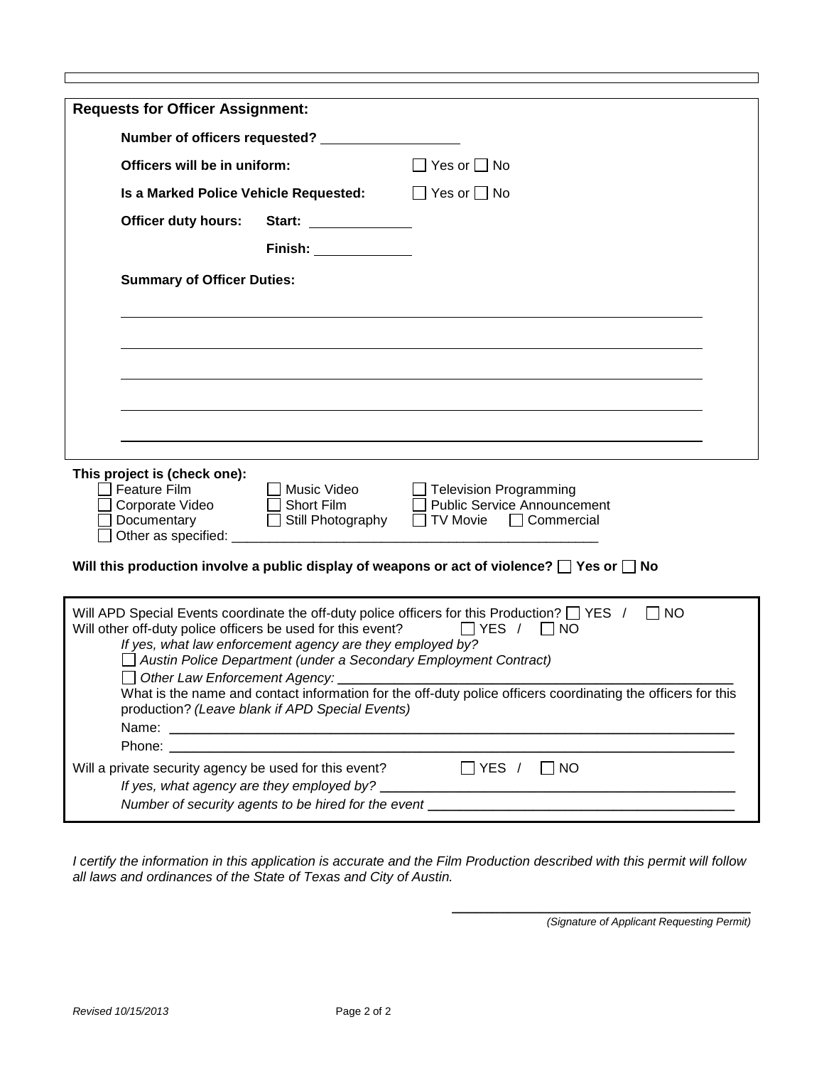## Requests for Officer Assignment:

**Number of officers requested?** ___________________

**Officers will be in uniform:** ☐ Yes or ☐ No

**Is a Marked Police Vehicle Requested:** ☐ Yes or ☐ No

**Officer duty hours:** **Start:** ______________

**Finish:** ______________

**Summary of Officer Duties:**

______________________________________________________________________

______________________________________________________________________

______________________________________________________________________

______________________________________________________________________

______________________________________________________________________

**This project is (check one):**

☐ Feature Film ☐ Music Video ☐ Television Programming
☐ Corporate Video ☐ Short Film ☐ Public Service Announcement
☐ Documentary ☐ Still Photography ☐ TV Movie ☐ Commercial
☐ Other as specified: ___________________________________________________

**Will this production involve a public display of weapons or act of violence? ☐ Yes or ☐ No**

Will APD Special Events coordinate the off-duty police officers for this Production? ☐ YES / ☐ NO
Will other off-duty police officers be used for this event? ☐ YES / ☐ NO

*If yes, what law enforcement agency are they employed by?*

☐ *Austin Police Department (under a Secondary Employment Contract)*

☐ *Other Law Enforcement Agency:* ___________________________________________________

What is the name and contact information for the off-duty police officers coordinating the officers for this production? *(Leave blank if APD Special Events)*

Name: ______________________________________________________________________

Phone: ______________________________________________________________________

Will a private security agency be used for this event? ☐ YES / ☐ NO

*If yes, what agency are they employed by?* ___________________________________________________

*Number of security agents to be hired for the event* ___________________________________________

*I certify the information in this application is accurate and the Film Production described with this permit will follow all laws and ordinances of the State of Texas and City of Austin.*

_________________________________________
*(Signature of Applicant Requesting Permit)*

*Revised 10/15/2013*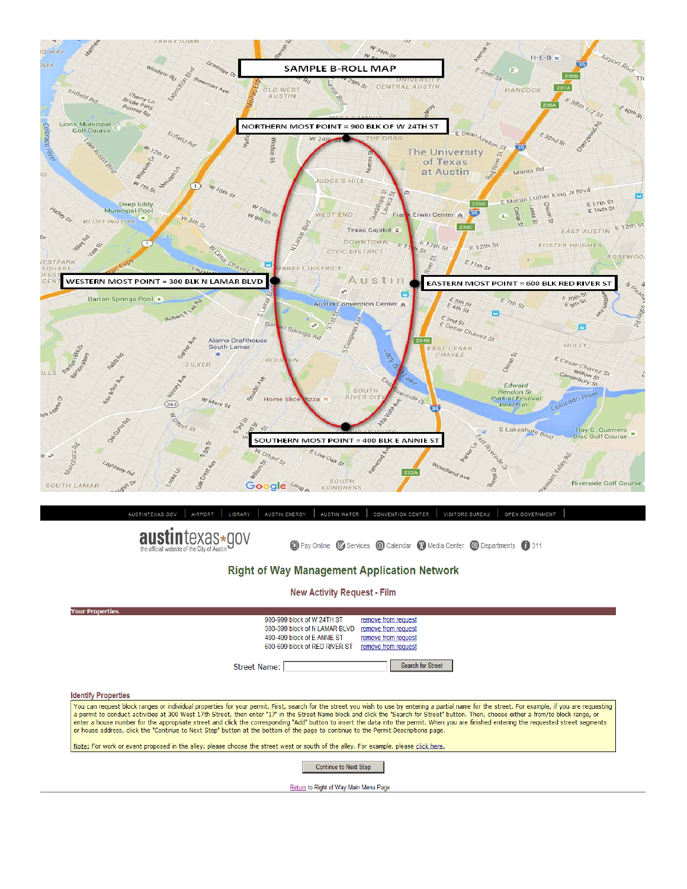SAMPLE B-ROLL MAP

NORTHERN MOST POINT = 900 BLK OF W 24TH ST

WESTERN MOST POINT = 300 BLK N LAMAR BLVD

EASTERN MOST POINT = 600 BLK RED RIVER ST

SOUTHERN MOST POINT = 400 BLK E ANNIE ST

AUSTINTEXAS.GOV | AIRPORT | LIBRARY | AUSTIN ENERGY | AUSTIN WATER | CONVENTION CENTER | VISITORS BUREAU | OPEN GOVERNMENT

austintexas.gov — the official website of the City of Austin

Pay Online | Services | Calendar | Media Center | Departments | 311

## Right of Way Management Application Network

### New Activity Request - Film

**Your Properties**

| | |
|---|---|
| 900-999 block of W 24TH ST | remove from request |
| 300-399 block of N LAMAR BLVD | remove from request |
| 400-499 block of E ANNIE ST | remove from request |
| 600-699 block of RED RIVER ST | remove from request |

Street Name: [ ] Search for Street

**Identify Properties**

You can request block ranges or individual properties for your permit. First, search for the street you wish to use by entering a partial name for the street. For example, if you are requesting a permit to conduct activities at 300 West 17th Street, then enter "17" in the Street Name block and click the "Search for Street" button. Then, choose either a from/to block range, or enter a house number for the appropriate street and click the corresponding "Add" button to insert the data into the permit. When you are finished entering the requested street segments or house address, click the "Continue to Next Step" button at the bottom of the page to continue to the Permit Descriptions page.

Note: For work or event proposed in the alley, please choose the street west or south of the alley. For example, please click here.

Continue to Next Step

Return to Right of Way Main Menu Page.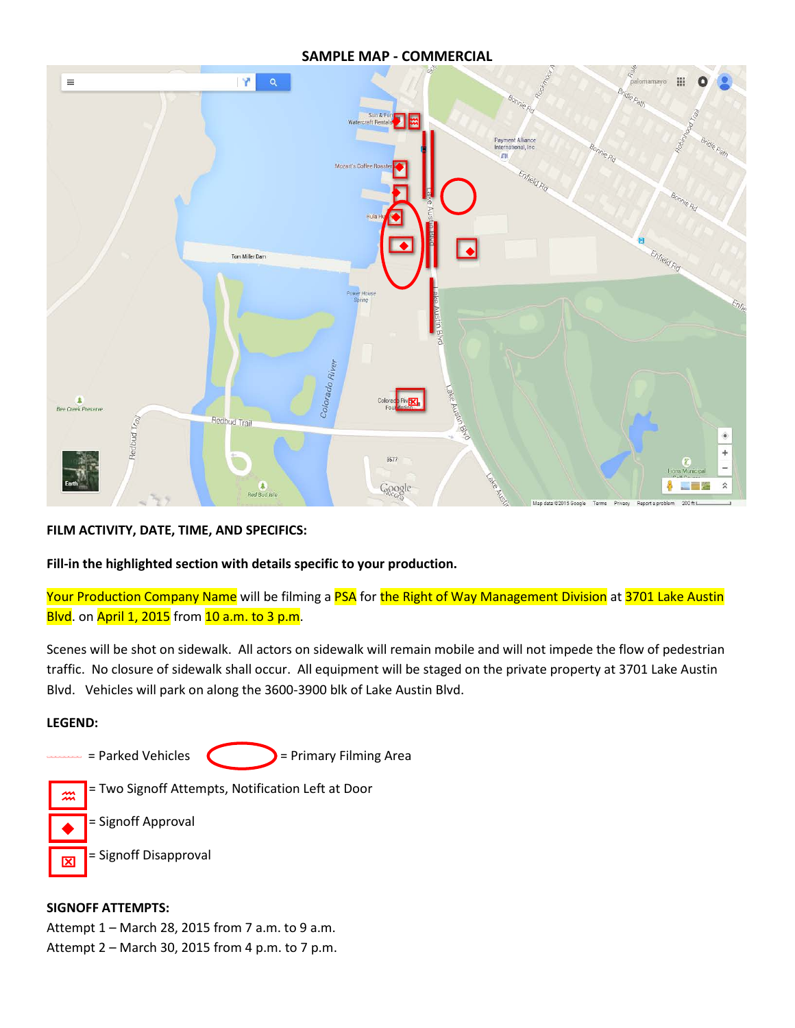## SAMPLE MAP - COMMERCIAL

**FILM ACTIVITY, DATE, TIME, AND SPECIFICS:**

**Fill-in the highlighted section with details specific to your production.**

Your Production Company Name will be filming a PSA for the Right of Way Management Division at 3701 Lake Austin Blvd. on April 1, 2015 from 10 a.m. to 3 p.m.

Scenes will be shot on sidewalk. All actors on sidewalk will remain mobile and will not impede the flow of pedestrian traffic. No closure of sidewalk shall occur. All equipment will be staged on the private property at 3701 Lake Austin Blvd. Vehicles will park on along the 3600-3900 blk of Lake Austin Blvd.

**LEGEND:**

= Parked Vehicles = Primary Filming Area

= Two Signoff Attempts, Notification Left at Door

= Signoff Approval

= Signoff Disapproval

**SIGNOFF ATTEMPTS:**

Attempt 1 – March 28, 2015 from 7 a.m. to 9 a.m.
Attempt 2 – March 30, 2015 from 4 p.m. to 7 p.m.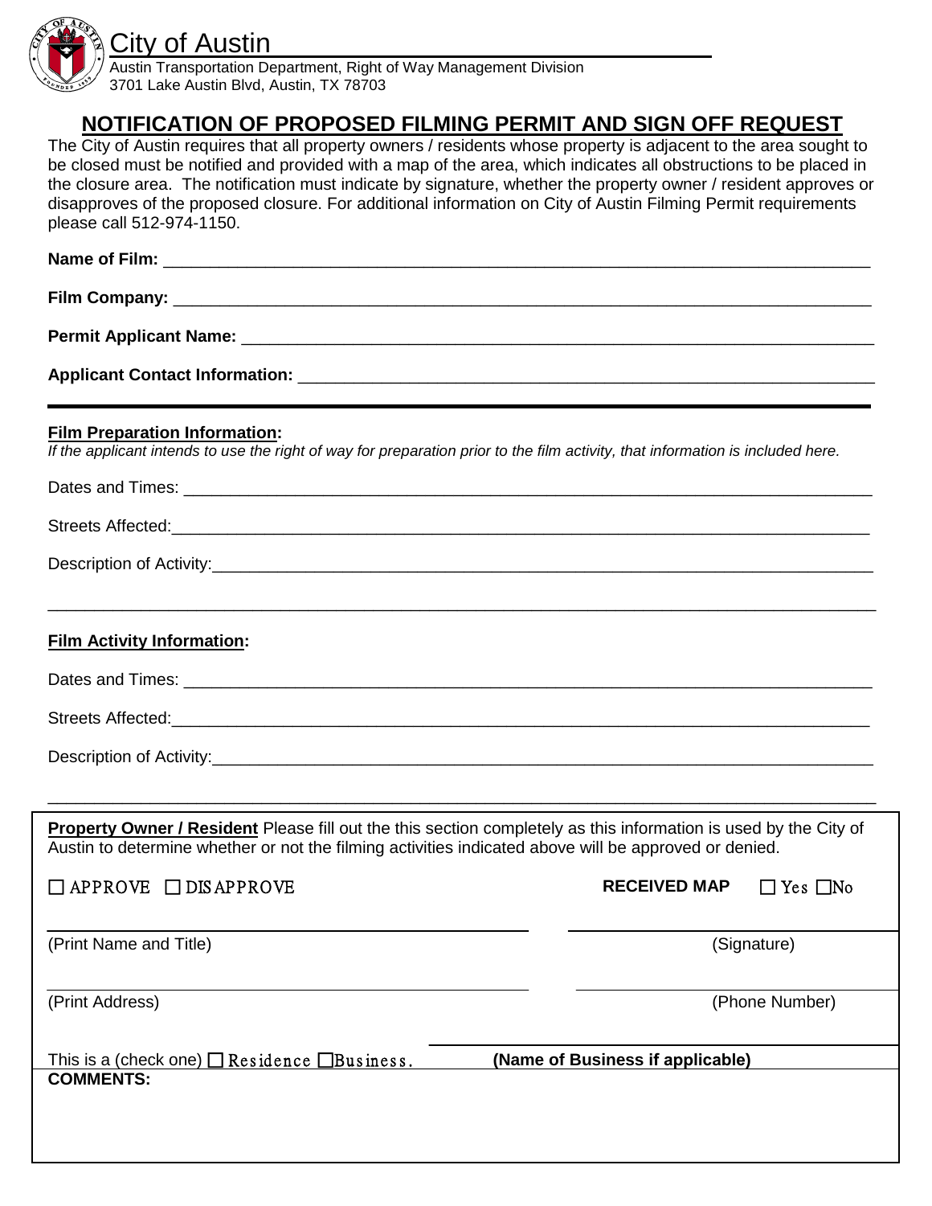City of Austin

Austin Transportation Department, Right of Way Management Division
3701 Lake Austin Blvd, Austin, TX 78703

## NOTIFICATION OF PROPOSED FILMING PERMIT AND SIGN OFF REQUEST

The City of Austin requires that all property owners / residents whose property is adjacent to the area sought to be closed must be notified and provided with a map of the area, which indicates all obstructions to be placed in the closure area. The notification must indicate by signature, whether the property owner / resident approves or disapproves of the proposed closure. For additional information on City of Austin Filming Permit requirements please call 512-974-1150.

**Name of Film:** ______________________________________________

**Film Company:** ______________________________________________

**Permit Applicant Name:** ______________________________________________

**Applicant Contact Information:** ______________________________________________

---

**Film Preparation Information:**

*If the applicant intends to use the right of way for preparation prior to the film activity, that information is included here.*

Dates and Times: ______________________________________________

Streets Affected: ______________________________________________

Description of Activity: ______________________________________________

______________________________________________

**Film Activity Information:**

Dates and Times: ______________________________________________

Streets Affected: ______________________________________________

Description of Activity: ______________________________________________

______________________________________________

**Property Owner / Resident** Please fill out the this section completely as this information is used by the City of Austin to determine whether or not the filming activities indicated above will be approved or denied.

☐ APPROVE ☐ DISAPPROVE

**RECEIVED MAP** ☐ Yes ☐No

______________________ (Print Name and Title)

______________________ (Signature)

______________________ (Print Address)

______________________ (Phone Number)

This is a (check one) ☐ Residence ☐Business.

______________________ **(Name of Business if applicable)**

**COMMENTS:**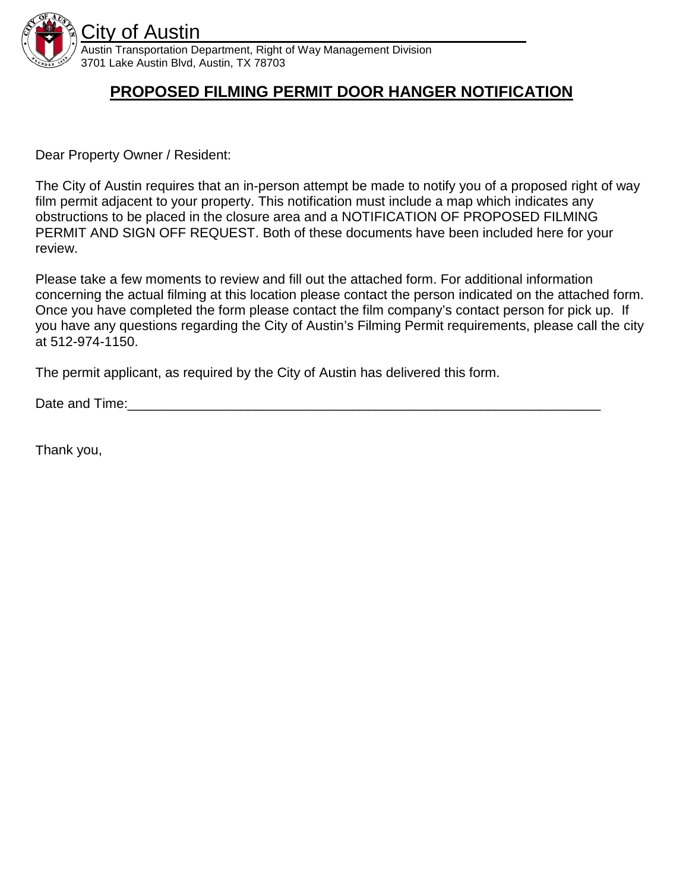City of Austin

Austin Transportation Department, Right of Way Management Division
3701 Lake Austin Blvd, Austin, TX 78703

# **PROPOSED FILMING PERMIT DOOR HANGER NOTIFICATION**

Dear Property Owner / Resident:

The City of Austin requires that an in-person attempt be made to notify you of a proposed right of way film permit adjacent to your property. This notification must include a map which indicates any obstructions to be placed in the closure area and a NOTIFICATION OF PROPOSED FILMING PERMIT AND SIGN OFF REQUEST. Both of these documents have been included here for your review.

Please take a few moments to review and fill out the attached form. For additional information concerning the actual filming at this location please contact the person indicated on the attached form. Once you have completed the form please contact the film company's contact person for pick up. If you have any questions regarding the City of Austin's Filming Permit requirements, please call the city at 512-974-1150.

The permit applicant, as required by the City of Austin has delivered this form.

Date and Time:_______________________________________________________________

Thank you,